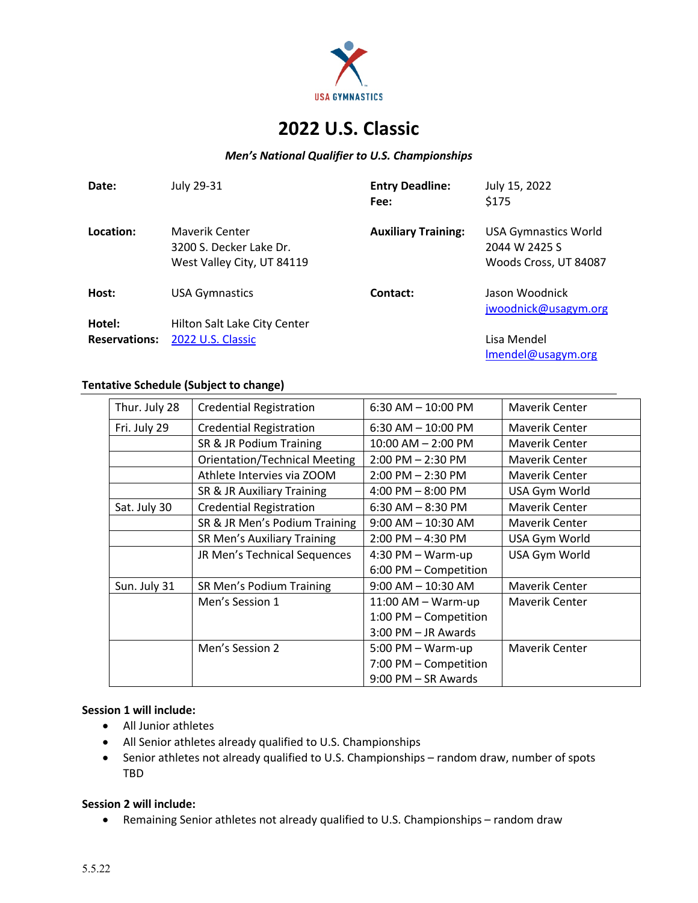USA GYMNASTICS

# 2022 U.S. Classic

***Men's National Qualifier to U.S. Championships***

**Date:** July 29-31

**Entry Deadline:** July 15, 2022
**Fee:** $175

**Location:** Maverik Center
3200 S. Decker Lake Dr.
West Valley City, UT 84119

**Auxiliary Training:** USA Gymnastics World
2044 W 2425 S
Woods Cross, UT 84087

**Host:** USA Gymnastics

**Contact:** Jason Woodnick
jwoodnick@usagym.org

Lisa Mendel
lmendel@usagym.org

**Hotel:** Hilton Salt Lake City Center
**Reservations:** [2022 U.S. Classic]()

**Tentative Schedule (Subject to change)**

| | | | |
|---|---|---|---|
| Thur. July 28 | Credential Registration | 6:30 AM – 10:00 PM | Maverik Center |
| Fri. July 29 | Credential Registration | 6:30 AM – 10:00 PM | Maverik Center |
| | SR & JR Podium Training | 10:00 AM – 2:00 PM | Maverik Center |
| | Orientation/Technical Meeting | 2:00 PM – 2:30 PM | Maverik Center |
| | Athlete Intervies via ZOOM | 2:00 PM – 2:30 PM | Maverik Center |
| | SR & JR Auxiliary Training | 4:00 PM – 8:00 PM | USA Gym World |
| Sat. July 30 | Credential Registration | 6:30 AM – 8:30 PM | Maverik Center |
| | SR & JR Men's Podium Training | 9:00 AM – 10:30 AM | Maverik Center |
| | SR Men's Auxiliary Training | 2:00 PM – 4:30 PM | USA Gym World |
| | JR Men's Technical Sequences | 4:30 PM – Warm-up<br>6:00 PM – Competition | USA Gym World |
| Sun. July 31 | SR Men's Podium Training | 9:00 AM – 10:30 AM | Maverik Center |
| | Men's Session 1 | 11:00 AM – Warm-up<br>1:00 PM – Competition<br>3:00 PM – JR Awards | Maverik Center |
| | Men's Session 2 | 5:00 PM – Warm-up<br>7:00 PM – Competition<br>9:00 PM – SR Awards | Maverik Center |

**Session 1 will include:**

- All Junior athletes
- All Senior athletes already qualified to U.S. Championships
- Senior athletes not already qualified to U.S. Championships – random draw, number of spots TBD

**Session 2 will include:**

- Remaining Senior athletes not already qualified to U.S. Championships – random draw

5.5.22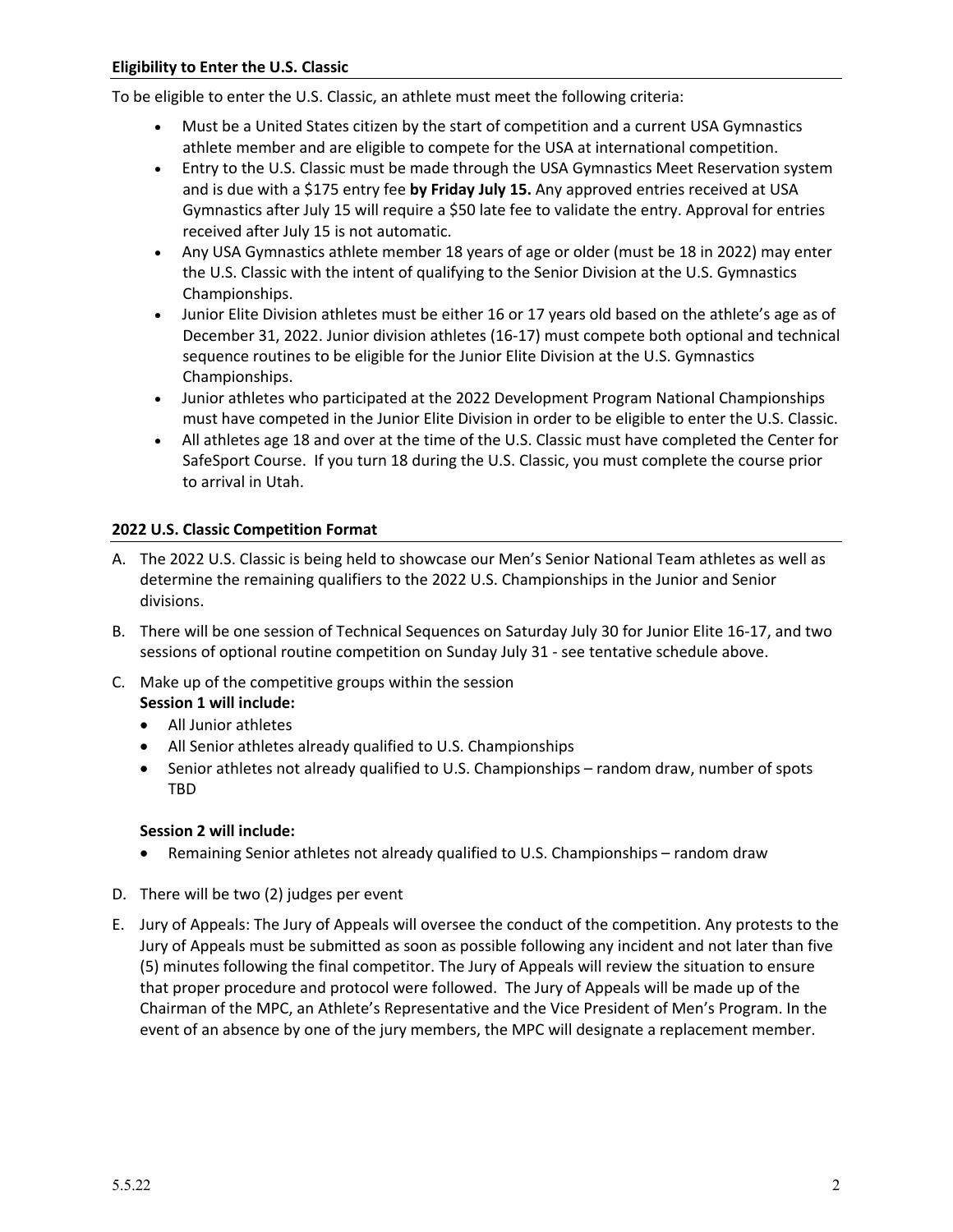## Eligibility to Enter the U.S. Classic

To be eligible to enter the U.S. Classic, an athlete must meet the following criteria:

- Must be a United States citizen by the start of competition and a current USA Gymnastics athlete member and are eligible to compete for the USA at international competition.
- Entry to the U.S. Classic must be made through the USA Gymnastics Meet Reservation system and is due with a $175 entry fee **by Friday July 15.** Any approved entries received at USA Gymnastics after July 15 will require a $50 late fee to validate the entry. Approval for entries received after July 15 is not automatic.
- Any USA Gymnastics athlete member 18 years of age or older (must be 18 in 2022) may enter the U.S. Classic with the intent of qualifying to the Senior Division at the U.S. Gymnastics Championships.
- Junior Elite Division athletes must be either 16 or 17 years old based on the athlete's age as of December 31, 2022. Junior division athletes (16-17) must compete both optional and technical sequence routines to be eligible for the Junior Elite Division at the U.S. Gymnastics Championships.
- Junior athletes who participated at the 2022 Development Program National Championships must have competed in the Junior Elite Division in order to be eligible to enter the U.S. Classic.
- All athletes age 18 and over at the time of the U.S. Classic must have completed the Center for SafeSport Course. If you turn 18 during the U.S. Classic, you must complete the course prior to arrival in Utah.

## 2022 U.S. Classic Competition Format

A. The 2022 U.S. Classic is being held to showcase our Men's Senior National Team athletes as well as determine the remaining qualifiers to the 2022 U.S. Championships in the Junior and Senior divisions.

B. There will be one session of Technical Sequences on Saturday July 30 for Junior Elite 16-17, and two sessions of optional routine competition on Sunday July 31 - see tentative schedule above.

C. Make up of the competitive groups within the session

**Session 1 will include:**

- All Junior athletes
- All Senior athletes already qualified to U.S. Championships
- Senior athletes not already qualified to U.S. Championships – random draw, number of spots TBD

**Session 2 will include:**

- Remaining Senior athletes not already qualified to U.S. Championships – random draw

D. There will be two (2) judges per event

E. Jury of Appeals: The Jury of Appeals will oversee the conduct of the competition. Any protests to the Jury of Appeals must be submitted as soon as possible following any incident and not later than five (5) minutes following the final competitor. The Jury of Appeals will review the situation to ensure that proper procedure and protocol were followed. The Jury of Appeals will be made up of the Chairman of the MPC, an Athlete's Representative and the Vice President of Men's Program. In the event of an absence by one of the jury members, the MPC will designate a replacement member.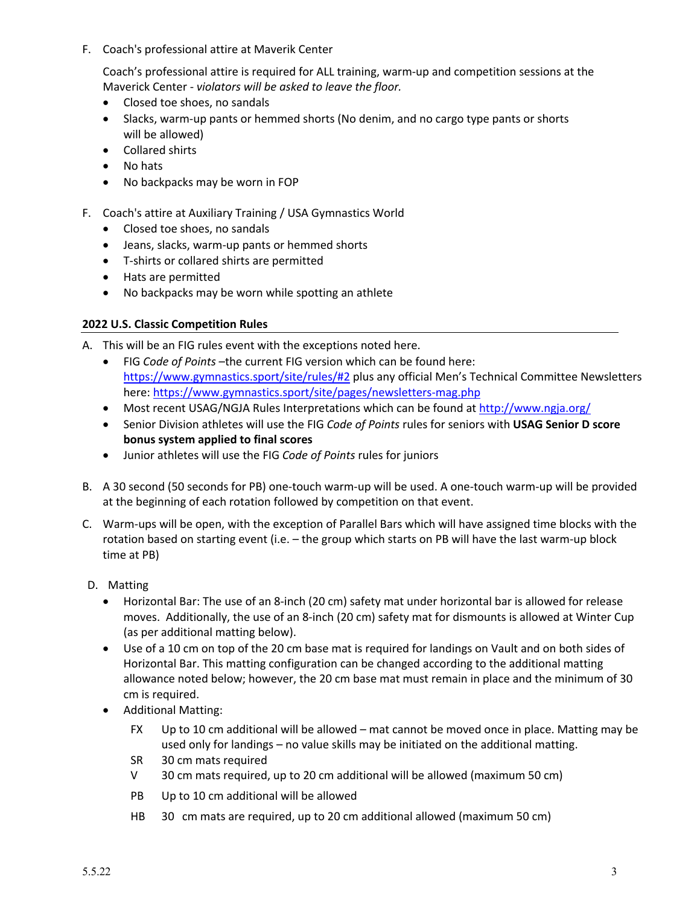F. Coach's professional attire at Maverik Center

Coach's professional attire is required for ALL training, warm-up and competition sessions at the Maverick Center - *violators will be asked to leave the floor.*

- Closed toe shoes, no sandals
- Slacks, warm-up pants or hemmed shorts (No denim, and no cargo type pants or shorts will be allowed)
- Collared shirts
- No hats
- No backpacks may be worn in FOP

F. Coach's attire at Auxiliary Training / USA Gymnastics World

- Closed toe shoes, no sandals
- Jeans, slacks, warm-up pants or hemmed shorts
- T-shirts or collared shirts are permitted
- Hats are permitted
- No backpacks may be worn while spotting an athlete

## 2022 U.S. Classic Competition Rules

A. This will be an FIG rules event with the exceptions noted here.

- FIG *Code of Points* –the current FIG version which can be found here: https://www.gymnastics.sport/site/rules/#2 plus any official Men's Technical Committee Newsletters here: https://www.gymnastics.sport/site/pages/newsletters-mag.php
- Most recent USAG/NGJA Rules Interpretations which can be found at http://www.ngja.org/
- Senior Division athletes will use the FIG *Code of Points* rules for seniors with **USAG Senior D score bonus system applied to final scores**
- Junior athletes will use the FIG *Code of Points* rules for juniors

B. A 30 second (50 seconds for PB) one-touch warm-up will be used. A one-touch warm-up will be provided at the beginning of each rotation followed by competition on that event.

C. Warm-ups will be open, with the exception of Parallel Bars which will have assigned time blocks with the rotation based on starting event (i.e. – the group which starts on PB will have the last warm-up block time at PB)

D. Matting

- Horizontal Bar: The use of an 8-inch (20 cm) safety mat under horizontal bar is allowed for release moves. Additionally, the use of an 8-inch (20 cm) safety mat for dismounts is allowed at Winter Cup (as per additional matting below).
- Use of a 10 cm on top of the 20 cm base mat is required for landings on Vault and on both sides of Horizontal Bar. This matting configuration can be changed according to the additional matting allowance noted below; however, the 20 cm base mat must remain in place and the minimum of 30 cm is required.
- Additional Matting:
  - FX Up to 10 cm additional will be allowed – mat cannot be moved once in place. Matting may be used only for landings – no value skills may be initiated on the additional matting.
  - SR 30 cm mats required
  - V 30 cm mats required, up to 20 cm additional will be allowed (maximum 50 cm)
  - PB Up to 10 cm additional will be allowed
  - HB 30 cm mats are required, up to 20 cm additional allowed (maximum 50 cm)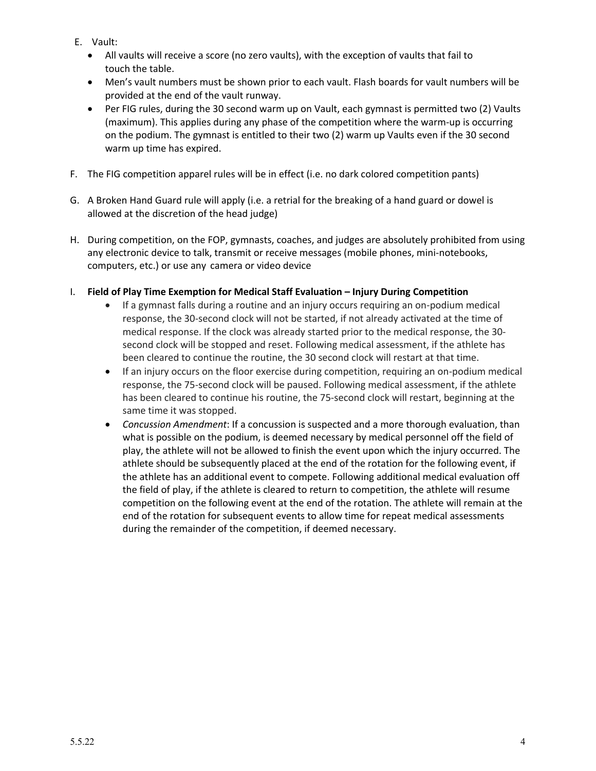E. Vault:
   - All vaults will receive a score (no zero vaults), with the exception of vaults that fail to touch the table.
   - Men's vault numbers must be shown prior to each vault. Flash boards for vault numbers will be provided at the end of the vault runway.
   - Per FIG rules, during the 30 second warm up on Vault, each gymnast is permitted two (2) Vaults (maximum). This applies during any phase of the competition where the warm-up is occurring on the podium. The gymnast is entitled to their two (2) warm up Vaults even if the 30 second warm up time has expired.

F. The FIG competition apparel rules will be in effect (i.e. no dark colored competition pants)

G. A Broken Hand Guard rule will apply (i.e. a retrial for the breaking of a hand guard or dowel is allowed at the discretion of the head judge)

H. During competition, on the FOP, gymnasts, coaches, and judges are absolutely prohibited from using any electronic device to talk, transmit or receive messages (mobile phones, mini-notebooks, computers, etc.) or use any camera or video device

I. **Field of Play Time Exemption for Medical Staff Evaluation – Injury During Competition**
   - If a gymnast falls during a routine and an injury occurs requiring an on-podium medical response, the 30-second clock will not be started, if not already activated at the time of medical response. If the clock was already started prior to the medical response, the 30-second clock will be stopped and reset. Following medical assessment, if the athlete has been cleared to continue the routine, the 30 second clock will restart at that time.
   - If an injury occurs on the floor exercise during competition, requiring an on-podium medical response, the 75-second clock will be paused. Following medical assessment, if the athlete has been cleared to continue his routine, the 75-second clock will restart, beginning at the same time it was stopped.
   - *Concussion Amendment*: If a concussion is suspected and a more thorough evaluation, than what is possible on the podium, is deemed necessary by medical personnel off the field of play, the athlete will not be allowed to finish the event upon which the injury occurred. The athlete should be subsequently placed at the end of the rotation for the following event, if the athlete has an additional event to compete. Following additional medical evaluation off the field of play, if the athlete is cleared to return to competition, the athlete will resume competition on the following event at the end of the rotation. The athlete will remain at the end of the rotation for subsequent events to allow time for repeat medical assessments during the remainder of the competition, if deemed necessary.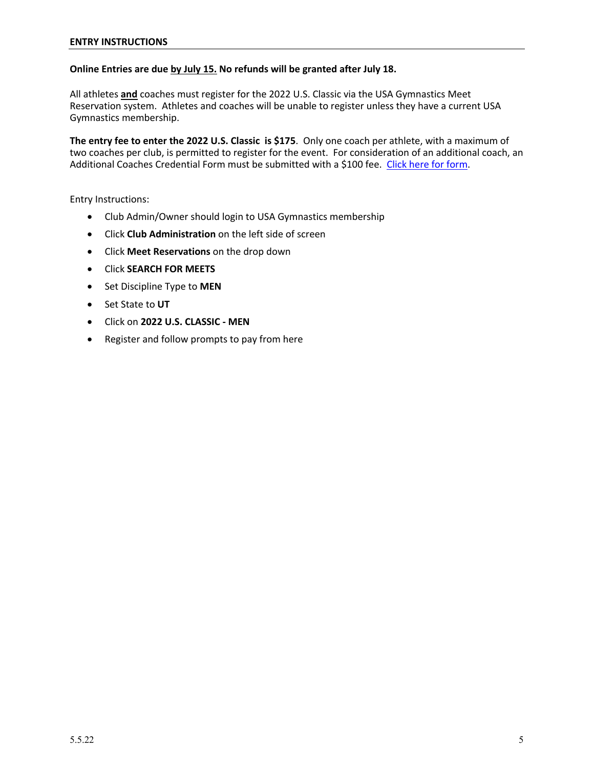## ENTRY INSTRUCTIONS

**Online Entries are due <u>by July 15.</u> No refunds will be granted after July 18.**

All athletes **<u>and</u>** coaches must register for the 2022 U.S. Classic via the USA Gymnastics Meet Reservation system. Athletes and coaches will be unable to register unless they have a current USA Gymnastics membership.

**The entry fee to enter the 2022 U.S. Classic is $175**. Only one coach per athlete, with a maximum of two coaches per club, is permitted to register for the event. For consideration of an additional coach, an Additional Coaches Credential Form must be submitted with a $100 fee. Click here for form.

Entry Instructions:

- Club Admin/Owner should login to USA Gymnastics membership
- Click **Club Administration** on the left side of screen
- Click **Meet Reservations** on the drop down
- Click **SEARCH FOR MEETS**
- Set Discipline Type to **MEN**
- Set State to **UT**
- Click on **2022 U.S. CLASSIC - MEN**
- Register and follow prompts to pay from here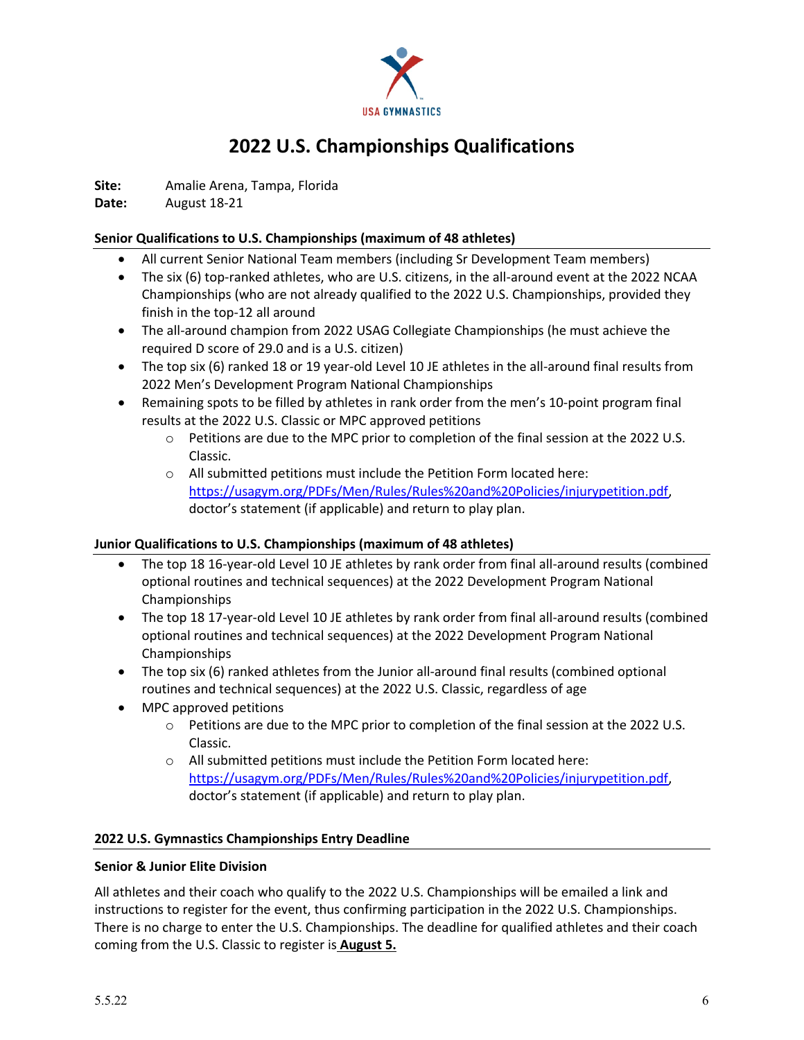# 2022 U.S. Championships Qualifications

**Site:** Amalie Arena, Tampa, Florida
**Date:** August 18-21

## Senior Qualifications to U.S. Championships (maximum of 48 athletes)

- All current Senior National Team members (including Sr Development Team members)
- The six (6) top-ranked athletes, who are U.S. citizens, in the all-around event at the 2022 NCAA Championships (who are not already qualified to the 2022 U.S. Championships, provided they finish in the top-12 all around
- The all-around champion from 2022 USAG Collegiate Championships (he must achieve the required D score of 29.0 and is a U.S. citizen)
- The top six (6) ranked 18 or 19 year-old Level 10 JE athletes in the all-around final results from 2022 Men's Development Program National Championships
- Remaining spots to be filled by athletes in rank order from the men's 10-point program final results at the 2022 U.S. Classic or MPC approved petitions
  - Petitions are due to the MPC prior to completion of the final session at the 2022 U.S. Classic.
  - All submitted petitions must include the Petition Form located here: https://usagym.org/PDFs/Men/Rules/Rules%20and%20Policies/injurypetition.pdf, doctor's statement (if applicable) and return to play plan.

## Junior Qualifications to U.S. Championships (maximum of 48 athletes)

- The top 18 16-year-old Level 10 JE athletes by rank order from final all-around results (combined optional routines and technical sequences) at the 2022 Development Program National Championships
- The top 18 17-year-old Level 10 JE athletes by rank order from final all-around results (combined optional routines and technical sequences) at the 2022 Development Program National Championships
- The top six (6) ranked athletes from the Junior all-around final results (combined optional routines and technical sequences) at the 2022 U.S. Classic, regardless of age
- MPC approved petitions
  - Petitions are due to the MPC prior to completion of the final session at the 2022 U.S. Classic.
  - All submitted petitions must include the Petition Form located here: https://usagym.org/PDFs/Men/Rules/Rules%20and%20Policies/injurypetition.pdf, doctor's statement (if applicable) and return to play plan.

## 2022 U.S. Gymnastics Championships Entry Deadline

### Senior & Junior Elite Division

All athletes and their coach who qualify to the 2022 U.S. Championships will be emailed a link and instructions to register for the event, thus confirming participation in the 2022 U.S. Championships. There is no charge to enter the U.S. Championships. The deadline for qualified athletes and their coach coming from the U.S. Classic to register is **August 5.**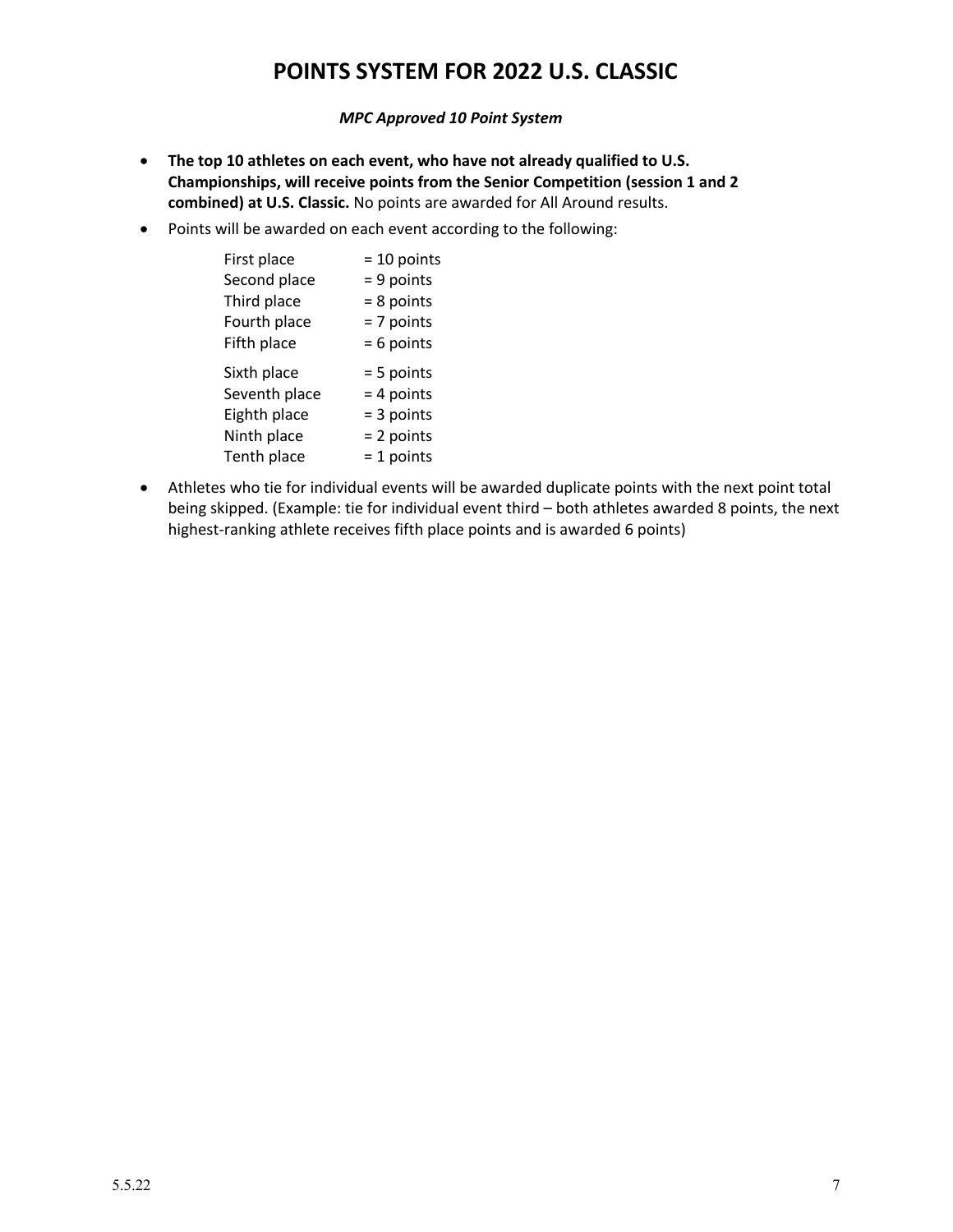# POINTS SYSTEM FOR 2022 U.S. CLASSIC

***MPC Approved 10 Point System***

- **The top 10 athletes on each event, who have not already qualified to U.S. Championships, will receive points from the Senior Competition (session 1 and 2 combined) at U.S. Classic.** No points are awarded for All Around results.
- Points will be awarded on each event according to the following:

| | |
|---|---|
| First place | = 10 points |
| Second place | = 9 points |
| Third place | = 8 points |
| Fourth place | = 7 points |
| Fifth place | = 6 points |
| Sixth place | = 5 points |
| Seventh place | = 4 points |
| Eighth place | = 3 points |
| Ninth place | = 2 points |
| Tenth place | = 1 points |

- Athletes who tie for individual events will be awarded duplicate points with the next point total being skipped. (Example: tie for individual event third – both athletes awarded 8 points, the next highest-ranking athlete receives fifth place points and is awarded 6 points)

5.5.22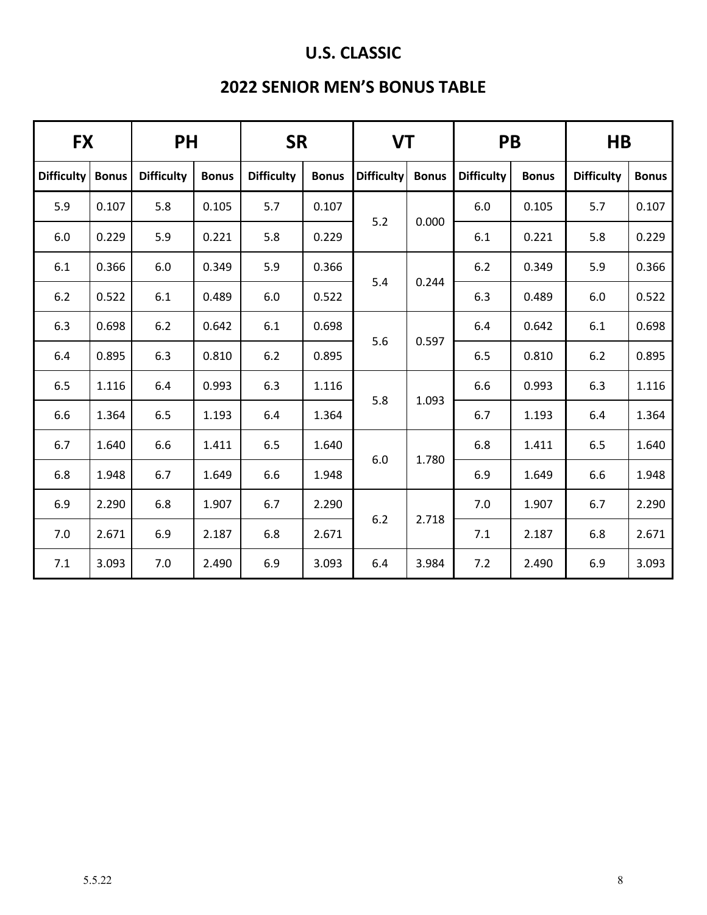# U.S. CLASSIC

## 2022 SENIOR MEN'S BONUS TABLE

| FX | | PH | | SR | | VT | | PB | | HB | |
|---|---|---|---|---|---|---|---|---|---|---|---|
| Difficulty | Bonus | Difficulty | Bonus | Difficulty | Bonus | Difficulty | Bonus | Difficulty | Bonus | Difficulty | Bonus |
| 5.9 | 0.107 | 5.8 | 0.105 | 5.7 | 0.107 | 5.2 | 0.000 | 6.0 | 0.105 | 5.7 | 0.107 |
| 6.0 | 0.229 | 5.9 | 0.221 | 5.8 | 0.229 | | | 6.1 | 0.221 | 5.8 | 0.229 |
| 6.1 | 0.366 | 6.0 | 0.349 | 5.9 | 0.366 | 5.4 | 0.244 | 6.2 | 0.349 | 5.9 | 0.366 |
| 6.2 | 0.522 | 6.1 | 0.489 | 6.0 | 0.522 | | | 6.3 | 0.489 | 6.0 | 0.522 |
| 6.3 | 0.698 | 6.2 | 0.642 | 6.1 | 0.698 | 5.6 | 0.597 | 6.4 | 0.642 | 6.1 | 0.698 |
| 6.4 | 0.895 | 6.3 | 0.810 | 6.2 | 0.895 | | | 6.5 | 0.810 | 6.2 | 0.895 |
| 6.5 | 1.116 | 6.4 | 0.993 | 6.3 | 1.116 | 5.8 | 1.093 | 6.6 | 0.993 | 6.3 | 1.116 |
| 6.6 | 1.364 | 6.5 | 1.193 | 6.4 | 1.364 | | | 6.7 | 1.193 | 6.4 | 1.364 |
| 6.7 | 1.640 | 6.6 | 1.411 | 6.5 | 1.640 | 6.0 | 1.780 | 6.8 | 1.411 | 6.5 | 1.640 |
| 6.8 | 1.948 | 6.7 | 1.649 | 6.6 | 1.948 | | | 6.9 | 1.649 | 6.6 | 1.948 |
| 6.9 | 2.290 | 6.8 | 1.907 | 6.7 | 2.290 | 6.2 | 2.718 | 7.0 | 1.907 | 6.7 | 2.290 |
| 7.0 | 2.671 | 6.9 | 2.187 | 6.8 | 2.671 | | | 7.1 | 2.187 | 6.8 | 2.671 |
| 7.1 | 3.093 | 7.0 | 2.490 | 6.9 | 3.093 | 6.4 | 3.984 | 7.2 | 2.490 | 6.9 | 3.093 |

5.5.22